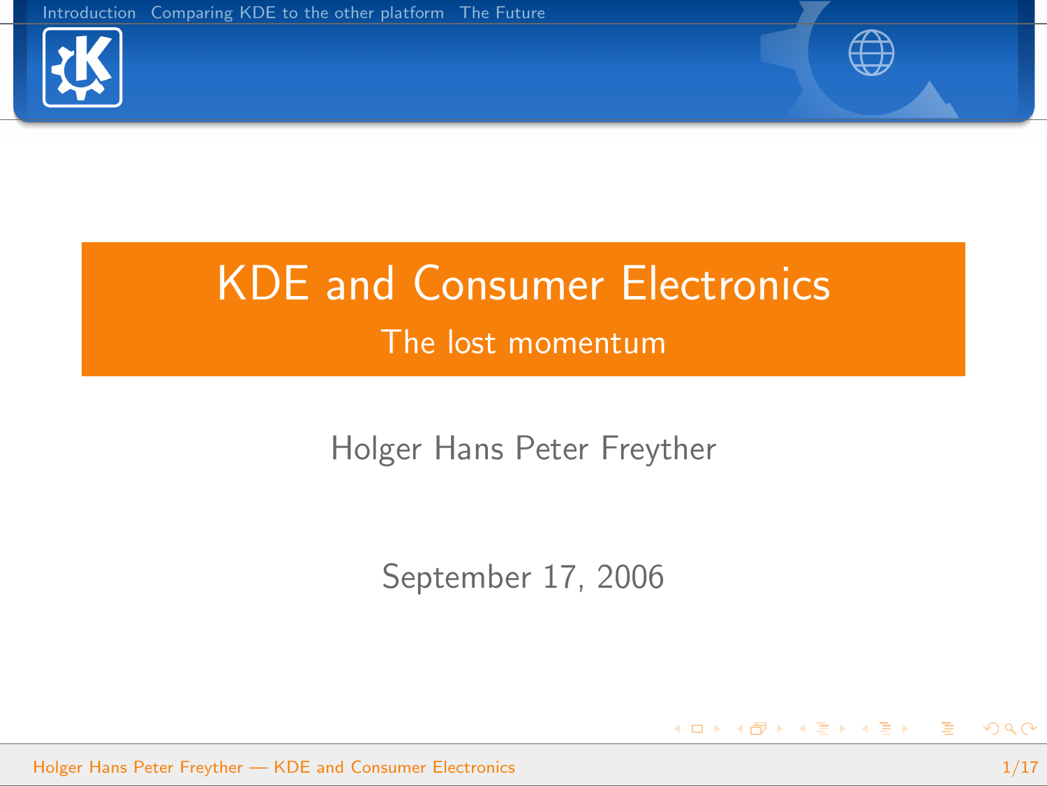# KDE and Consumer Electronics

## The lost momentum

Holger Hans Peter Freyther

September 17, 2006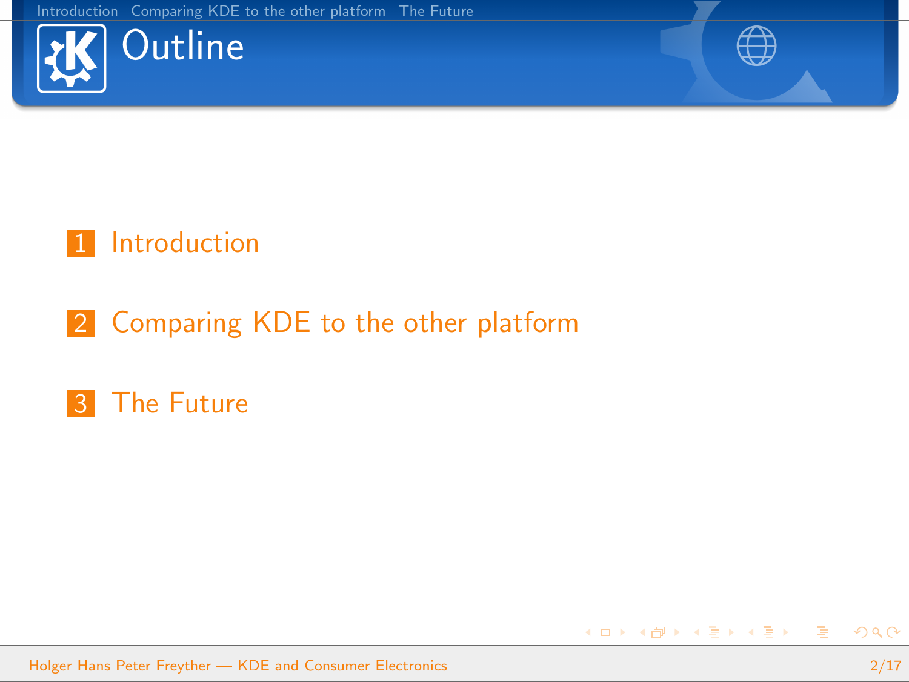# Outline

1. Introduction
2. Comparing KDE to the other platform
3. The Future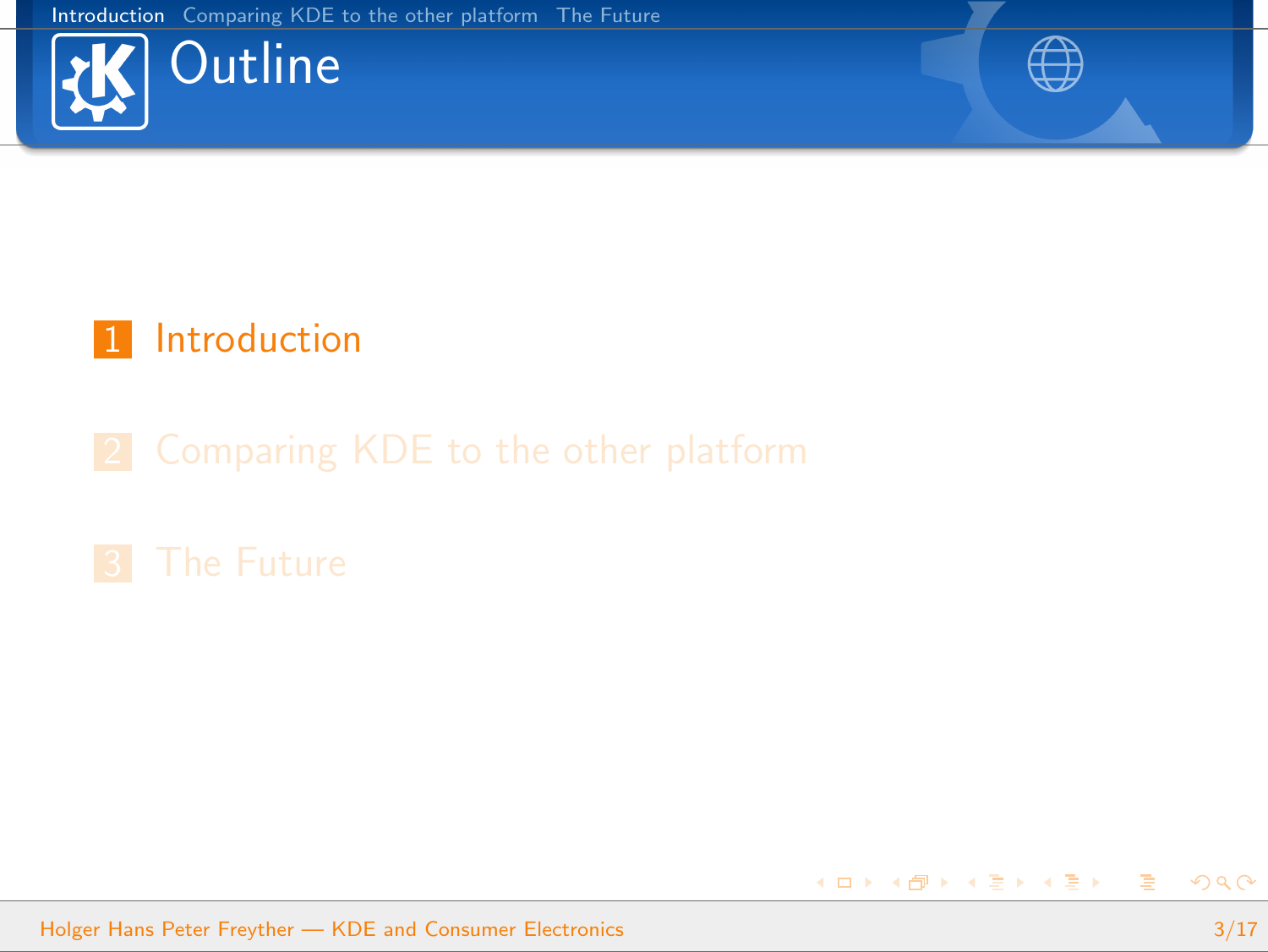# Outline

1. Introduction
2. Comparing KDE to the other platform
3. The Future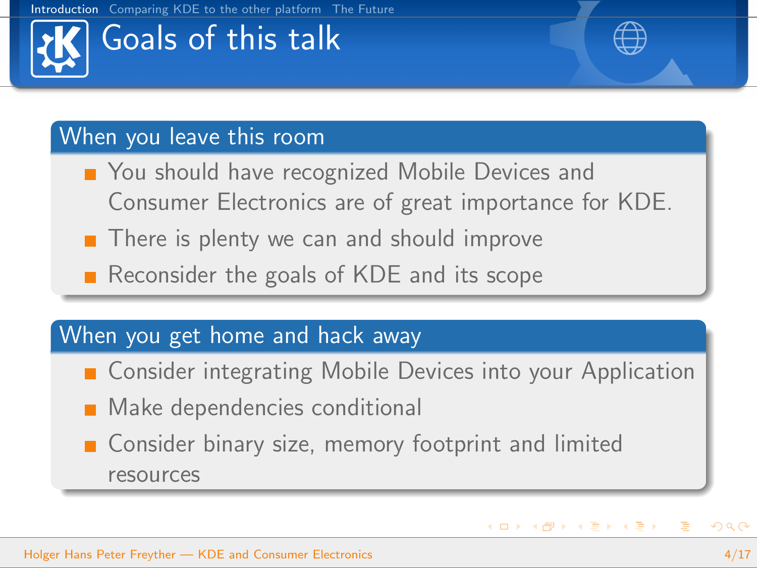# Goals of this talk

## When you leave this room

- You should have recognized Mobile Devices and Consumer Electronics are of great importance for KDE.
- There is plenty we can and should improve
- Reconsider the goals of KDE and its scope

## When you get home and hack away

- Consider integrating Mobile Devices into your Application
- Make dependencies conditional
- Consider binary size, memory footprint and limited resources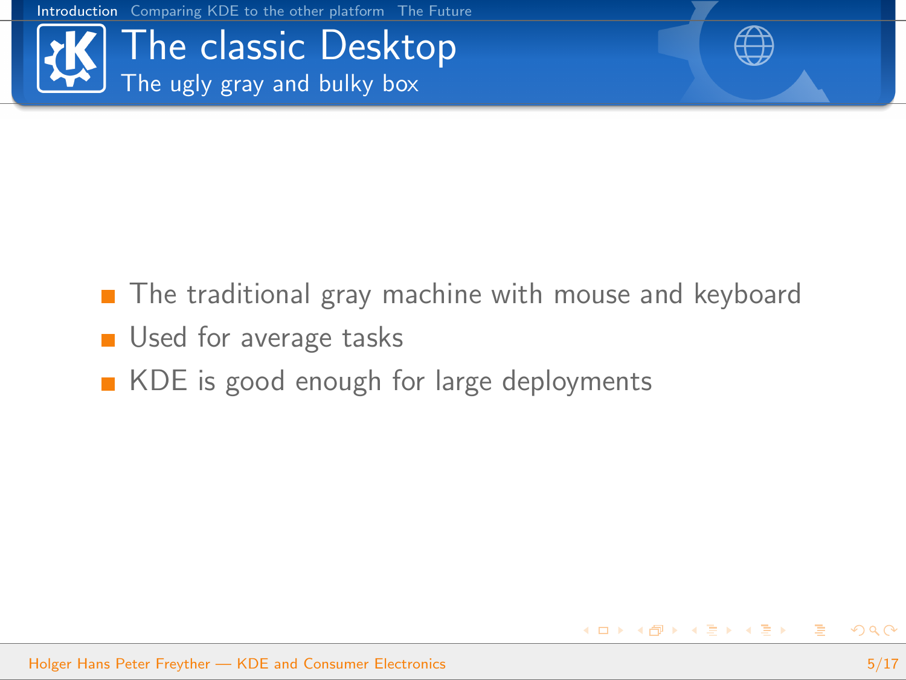# The classic Desktop

## The ugly gray and bulky box

- The traditional gray machine with mouse and keyboard
- Used for average tasks
- KDE is good enough for large deployments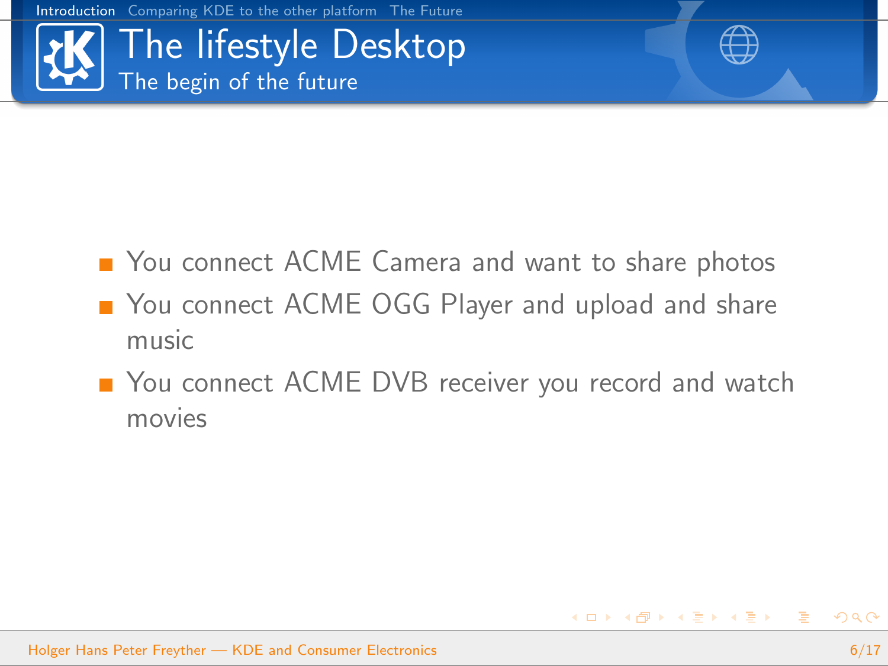# The lifestyle Desktop

## The begin of the future

- You connect ACME Camera and want to share photos
- You connect ACME OGG Player and upload and share music
- You connect ACME DVB receiver you record and watch movies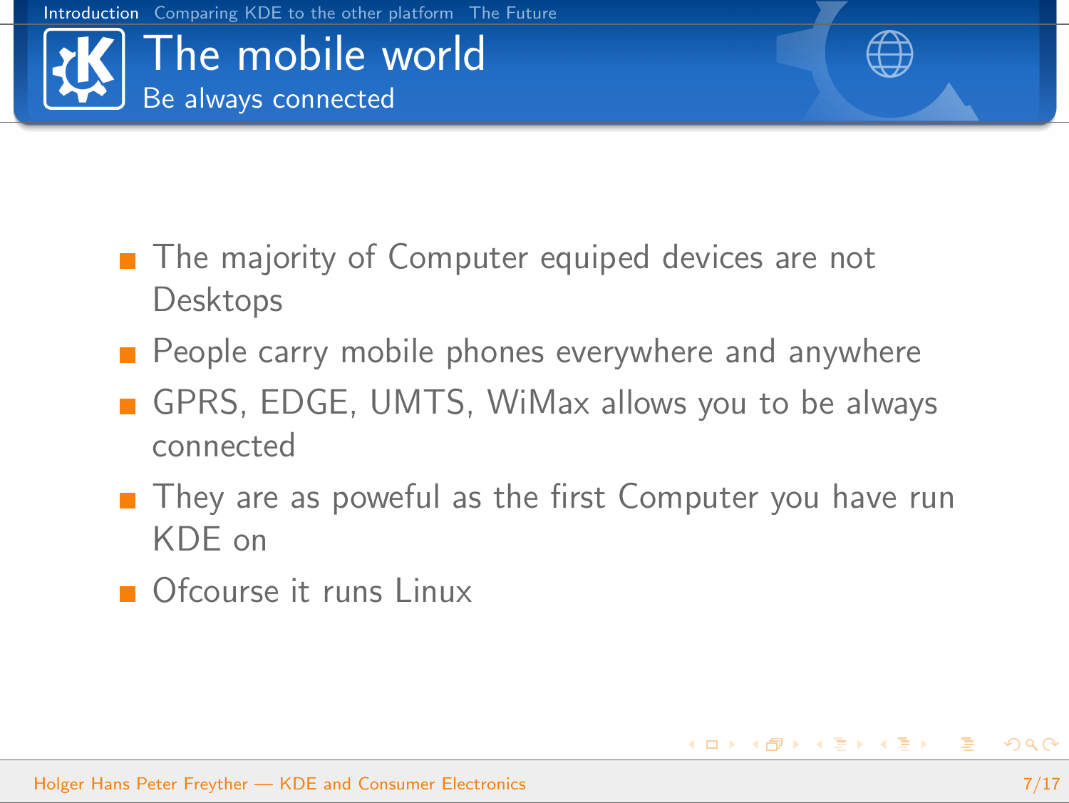# The mobile world

## Be always connected

- The majority of Computer equiped devices are not Desktops
- People carry mobile phones everywhere and anywhere
- GPRS, EDGE, UMTS, WiMax allows you to be always connected
- They are as poweful as the first Computer you have run KDE on
- Ofcourse it runs Linux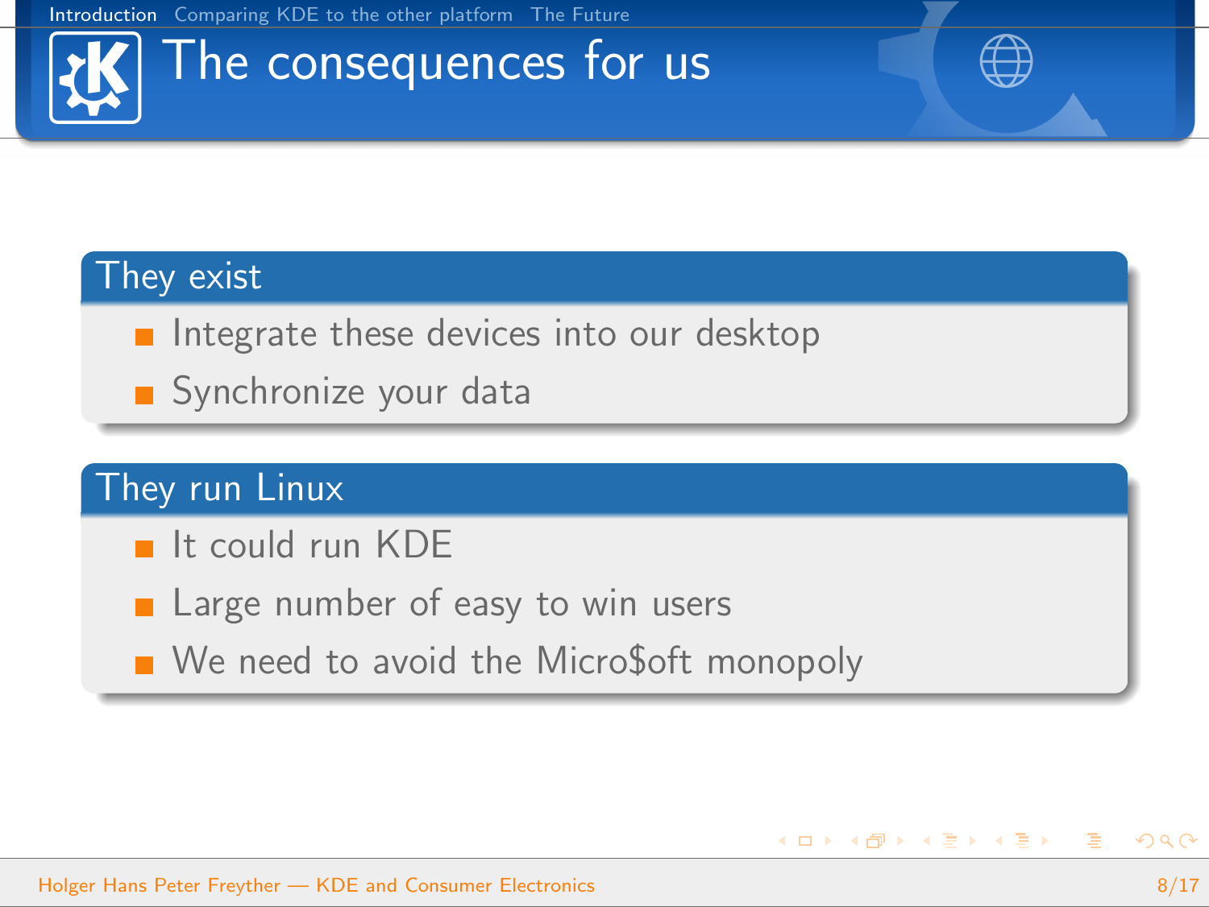# The consequences for us

## They exist

- Integrate these devices into our desktop
- Synchronize your data

## They run Linux

- It could run KDE
- Large number of easy to win users
- We need to avoid the Micro$oft monopoly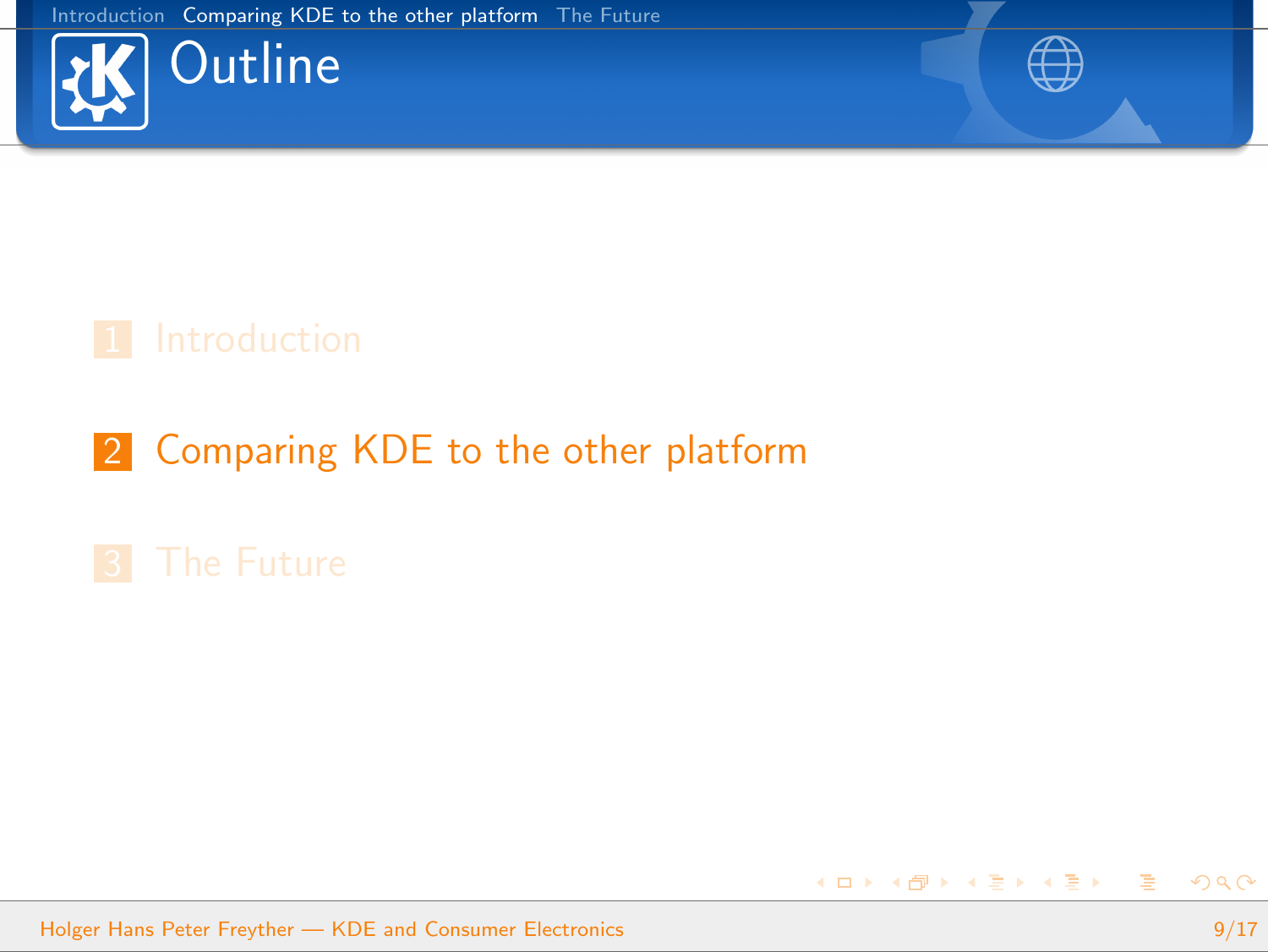# Outline

1. Introduction
2. Comparing KDE to the other platform
3. The Future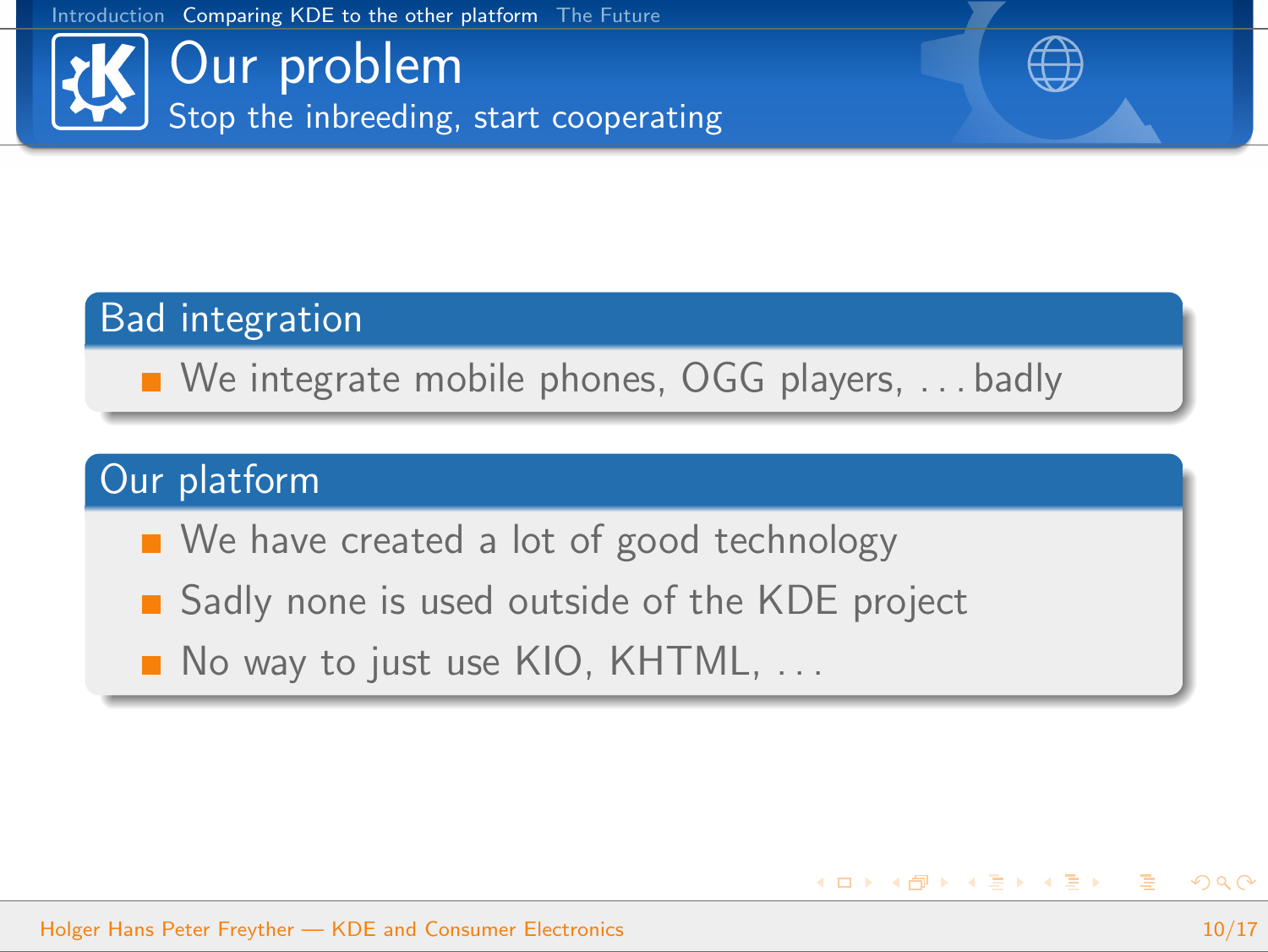# Our problem

## Stop the inbreeding, start cooperating

### Bad integration

- We integrate mobile phones, OGG players, . . . badly

### Our platform

- We have created a lot of good technology
- Sadly none is used outside of the KDE project
- No way to just use KIO, KHTML, . . .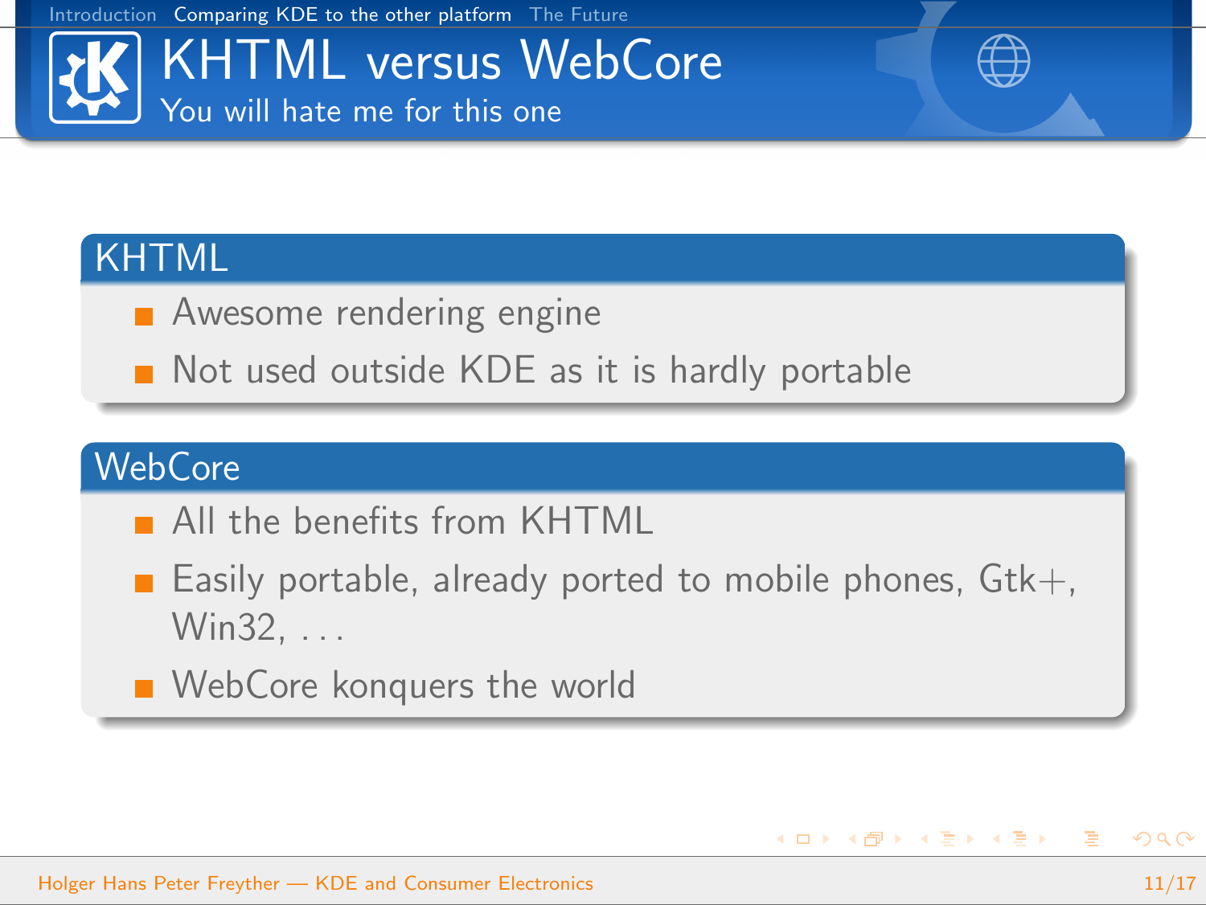# KHTML versus WebCore

## You will hate me for this one

### KHTML

- Awesome rendering engine
- Not used outside KDE as it is hardly portable

### WebCore

- All the benefits from KHTML
- Easily portable, already ported to mobile phones, Gtk+, Win32, ...
- WebCore konquers the world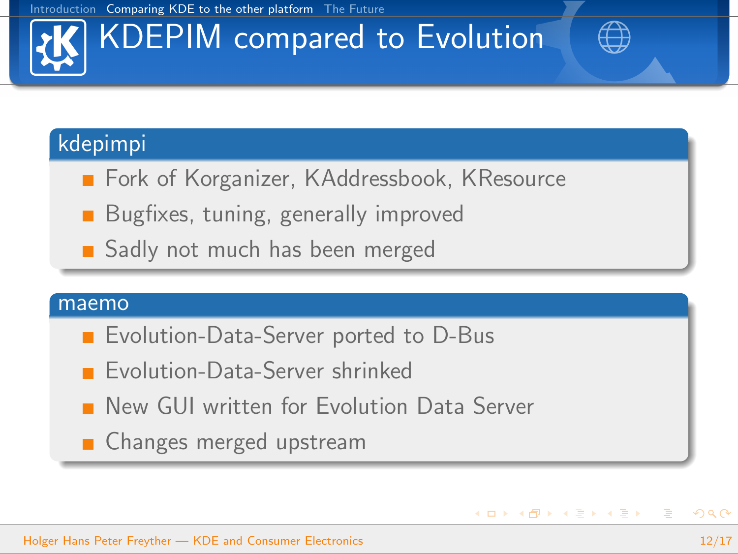# KDEPIM compared to Evolution

## kdepimpi

- Fork of Korganizer, KAddressbook, KResource
- Bugfixes, tuning, generally improved
- Sadly not much has been merged

## maemo

- Evolution-Data-Server ported to D-Bus
- Evolution-Data-Server shrinked
- New GUI written for Evolution Data Server
- Changes merged upstream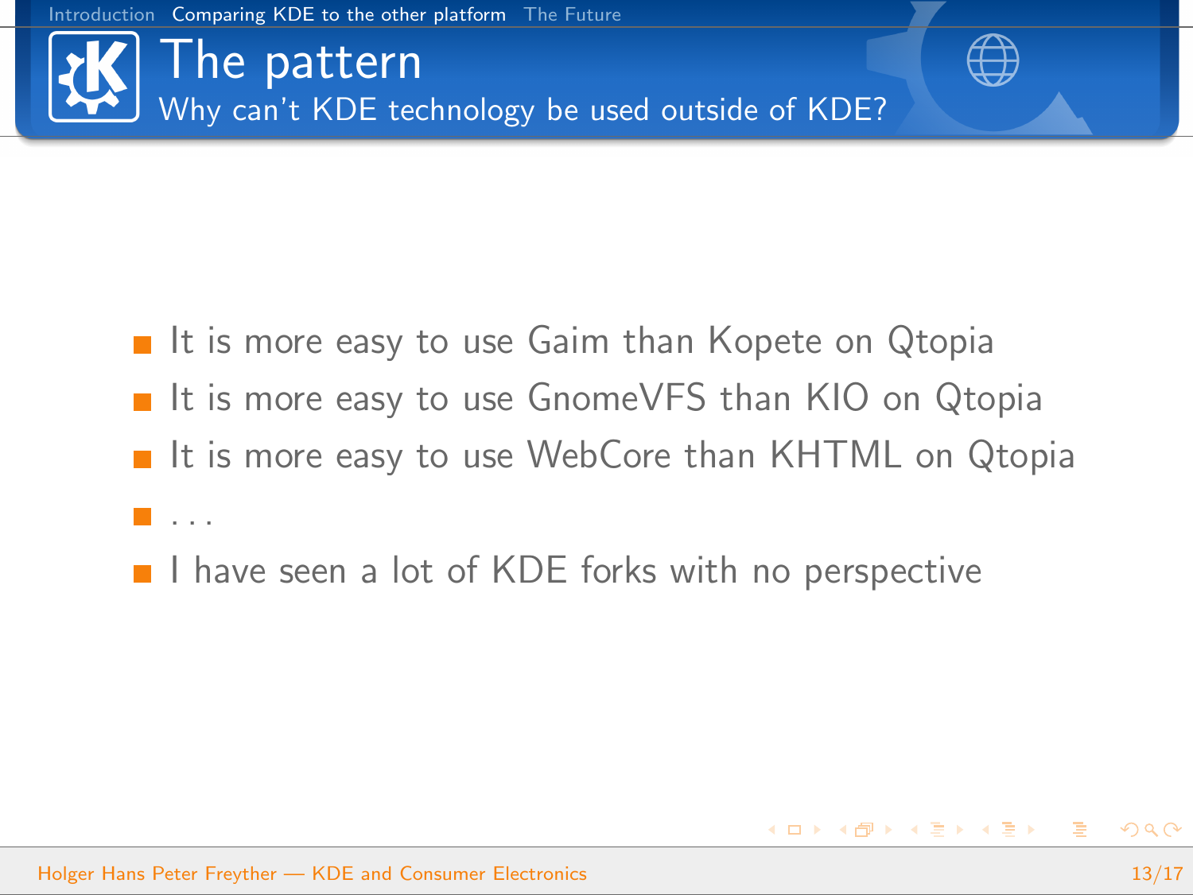# The pattern

## Why can't KDE technology be used outside of KDE?

- It is more easy to use Gaim than Kopete on Qtopia
- It is more easy to use GnomeVFS than KIO on Qtopia
- It is more easy to use WebCore than KHTML on Qtopia
- ...
- I have seen a lot of KDE forks with no perspective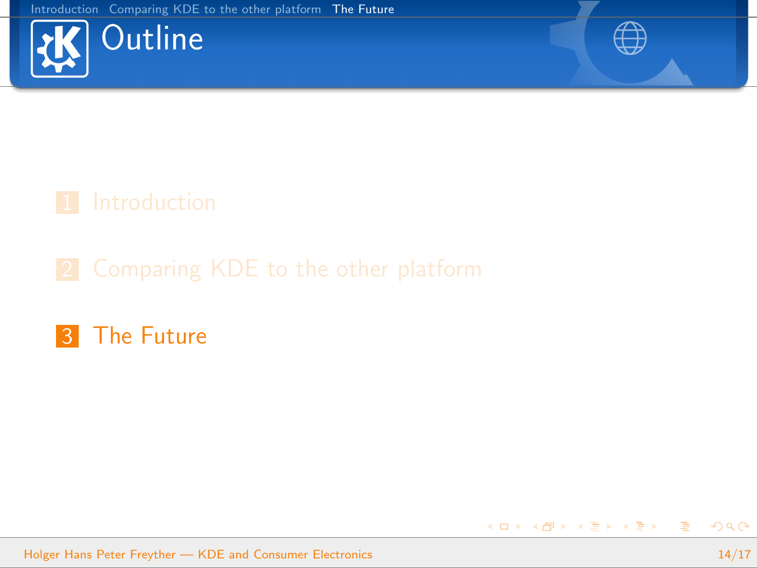# Outline

1. Introduction
2. Comparing KDE to the other platform
3. The Future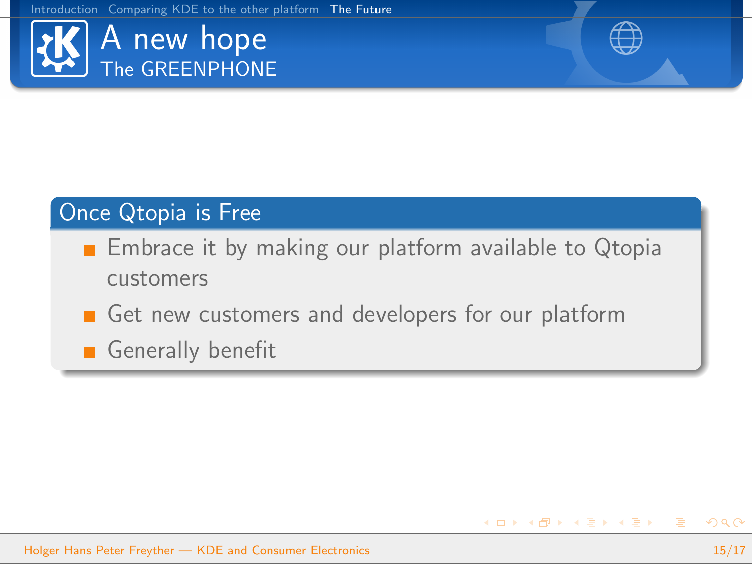# A new hope

## The GREENPHONE

### Once Qtopia is Free

- Embrace it by making our platform available to Qtopia customers
- Get new customers and developers for our platform
- Generally benefit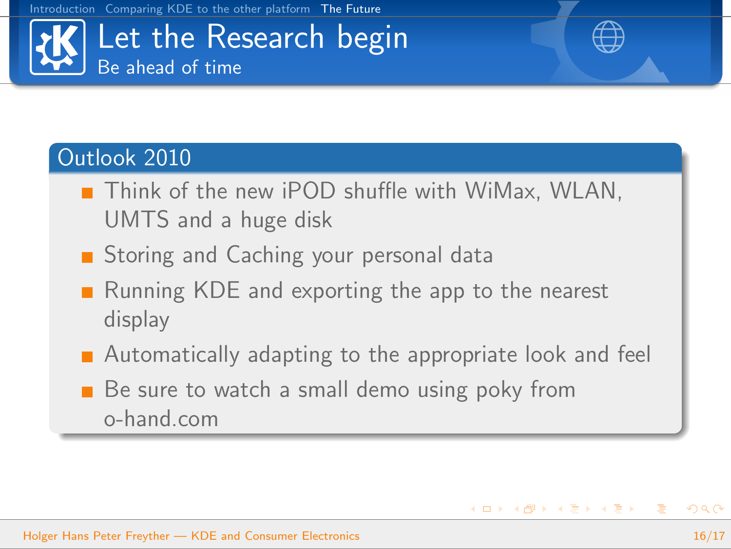# Let the Research begin

## Be ahead of time

### Outlook 2010

- Think of the new iPOD shuffle with WiMax, WLAN, UMTS and a huge disk
- Storing and Caching your personal data
- Running KDE and exporting the app to the nearest display
- Automatically adapting to the appropriate look and feel
- Be sure to watch a small demo using poky from o-hand.com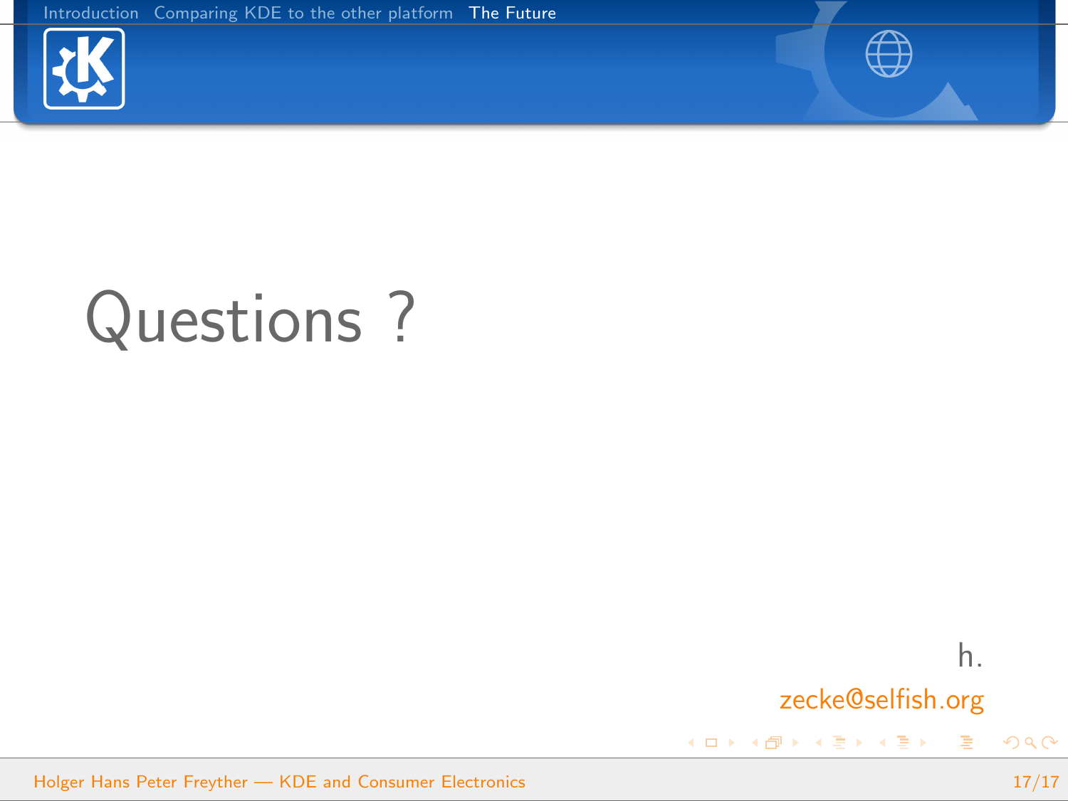# Questions ?

h.

zecke@selfish.org